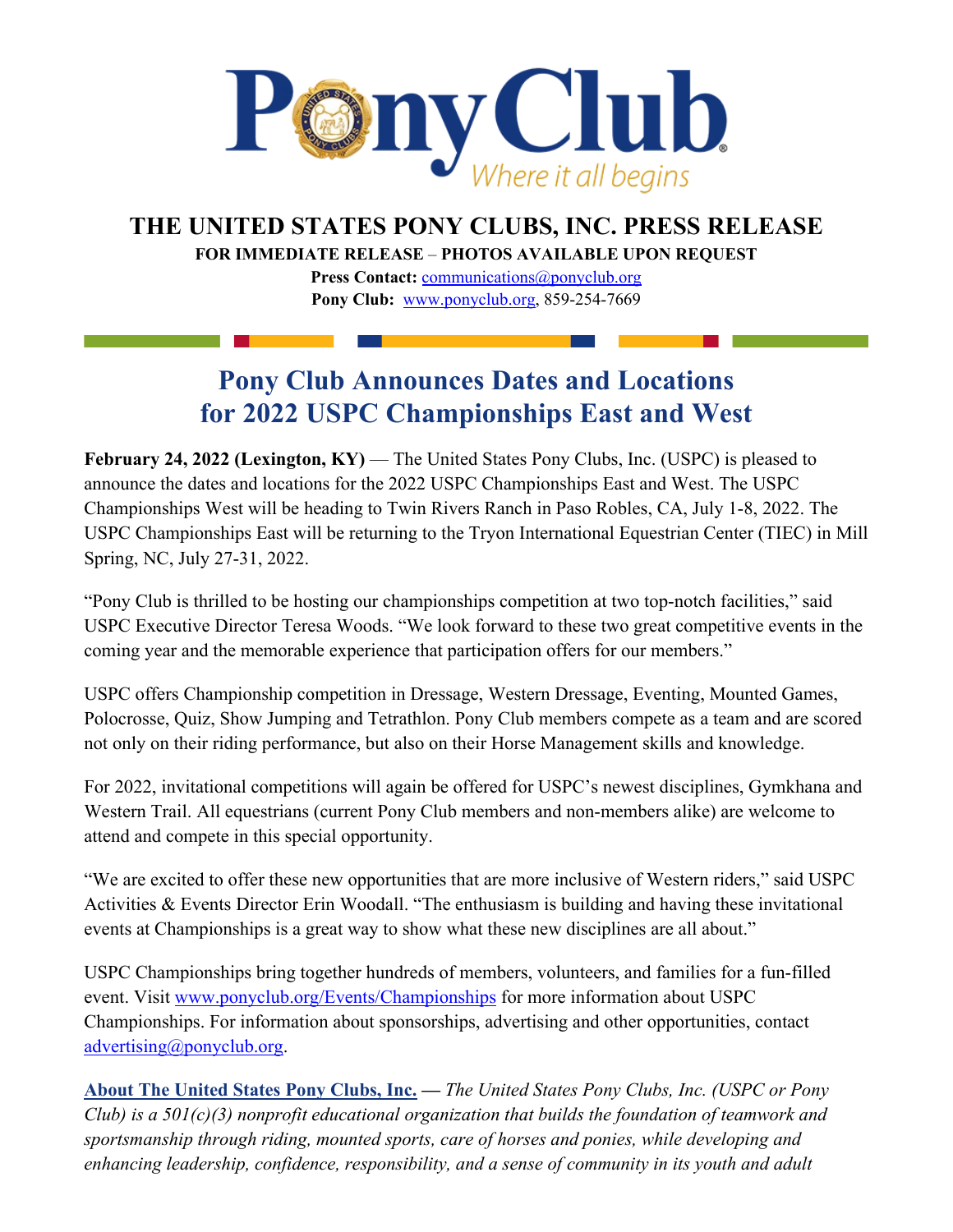# THE UNITED STATES PONY CLUBS, INC. PRESS RELEASE

**FOR IMMEDIATE RELEASE – PHOTOS AVAILABLE UPON REQUEST**

**Press Contact:** communications@ponyclub.org

**Pony Club:** www.ponyclub.org, 859-254-7669

## Pony Club Announces Dates and Locations for 2022 USPC Championships East and West

**February 24, 2022 (Lexington, KY)** — The United States Pony Clubs, Inc. (USPC) is pleased to announce the dates and locations for the 2022 USPC Championships East and West. The USPC Championships West will be heading to Twin Rivers Ranch in Paso Robles, CA, July 1-8, 2022. The USPC Championships East will be returning to the Tryon International Equestrian Center (TIEC) in Mill Spring, NC, July 27-31, 2022.

"Pony Club is thrilled to be hosting our championships competition at two top-notch facilities," said USPC Executive Director Teresa Woods. "We look forward to these two great competitive events in the coming year and the memorable experience that participation offers for our members."

USPC offers Championship competition in Dressage, Western Dressage, Eventing, Mounted Games, Polocrosse, Quiz, Show Jumping and Tetrathlon. Pony Club members compete as a team and are scored not only on their riding performance, but also on their Horse Management skills and knowledge.

For 2022, invitational competitions will again be offered for USPC's newest disciplines, Gymkhana and Western Trail. All equestrians (current Pony Club members and non-members alike) are welcome to attend and compete in this special opportunity.

"We are excited to offer these new opportunities that are more inclusive of Western riders," said USPC Activities & Events Director Erin Woodall. "The enthusiasm is building and having these invitational events at Championships is a great way to show what these new disciplines are all about."

USPC Championships bring together hundreds of members, volunteers, and families for a fun-filled event. Visit www.ponyclub.org/Events/Championships for more information about USPC Championships. For information about sponsorships, advertising and other opportunities, contact advertising@ponyclub.org.

**About The United States Pony Clubs, Inc. —** *The United States Pony Clubs, Inc. (USPC or Pony Club) is a 501(c)(3) nonprofit educational organization that builds the foundation of teamwork and sportsmanship through riding, mounted sports, care of horses and ponies, while developing and enhancing leadership, confidence, responsibility, and a sense of community in its youth and adult*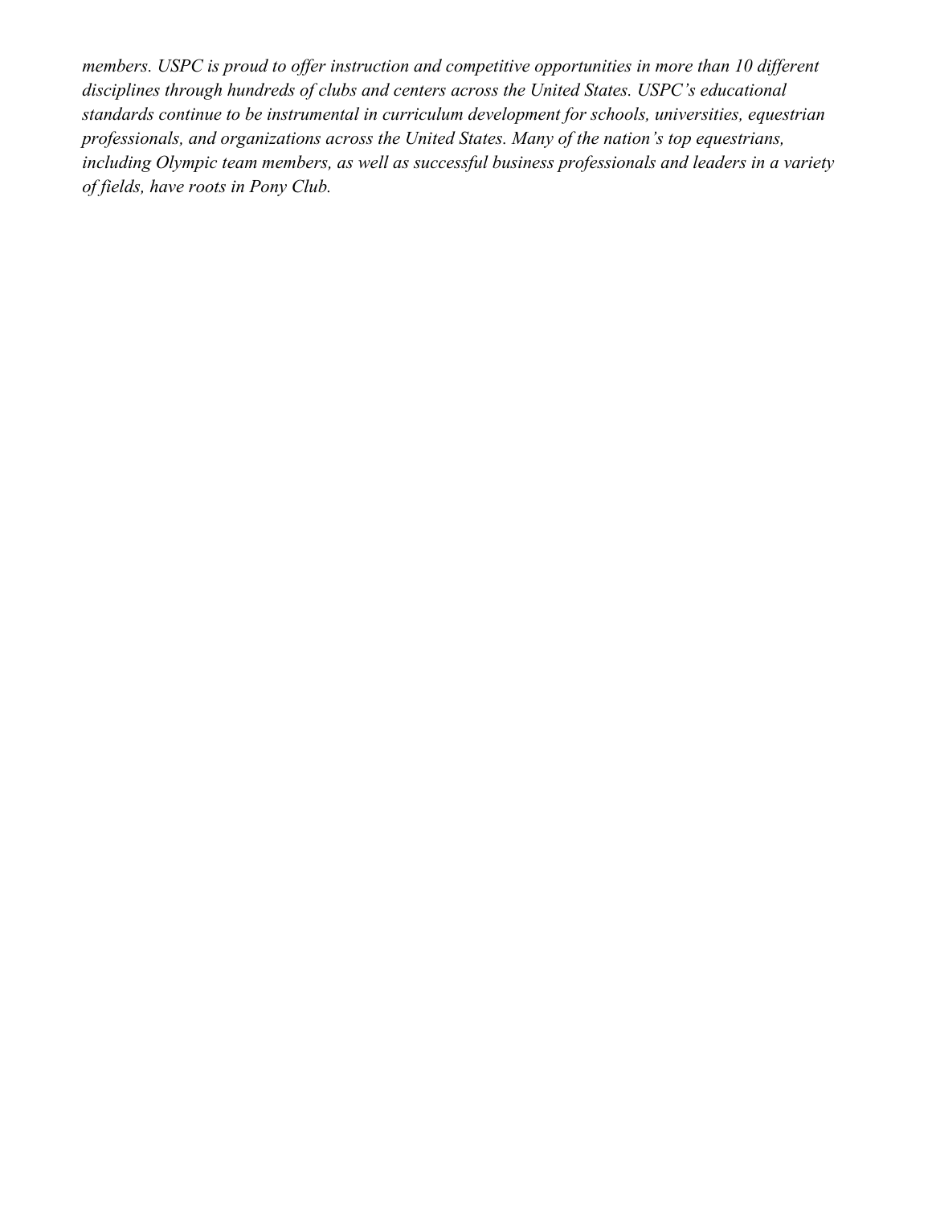*members. USPC is proud to offer instruction and competitive opportunities in more than 10 different disciplines through hundreds of clubs and centers across the United States. USPC's educational standards continue to be instrumental in curriculum development for schools, universities, equestrian professionals, and organizations across the United States. Many of the nation's top equestrians, including Olympic team members, as well as successful business professionals and leaders in a variety of fields, have roots in Pony Club.*